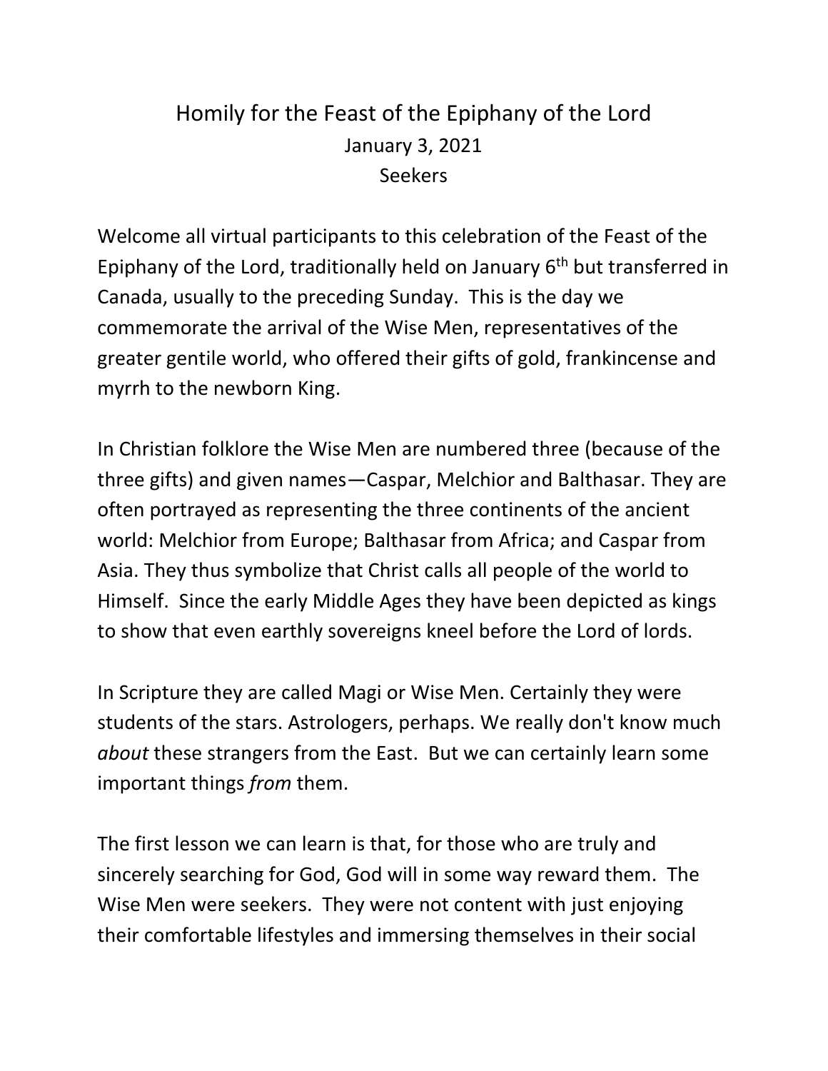# Homily for the Feast of the Epiphany of the Lord

January 3, 2021

Seekers

Welcome all virtual participants to this celebration of the Feast of the Epiphany of the Lord, traditionally held on January 6th but transferred in Canada, usually to the preceding Sunday. This is the day we commemorate the arrival of the Wise Men, representatives of the greater gentile world, who offered their gifts of gold, frankincense and myrrh to the newborn King.

In Christian folklore the Wise Men are numbered three (because of the three gifts) and given names—Caspar, Melchior and Balthasar. They are often portrayed as representing the three continents of the ancient world: Melchior from Europe; Balthasar from Africa; and Caspar from Asia. They thus symbolize that Christ calls all people of the world to Himself. Since the early Middle Ages they have been depicted as kings to show that even earthly sovereigns kneel before the Lord of lords.

In Scripture they are called Magi or Wise Men. Certainly they were students of the stars. Astrologers, perhaps. We really don't know much *about* these strangers from the East. But we can certainly learn some important things *from* them.

The first lesson we can learn is that, for those who are truly and sincerely searching for God, God will in some way reward them. The Wise Men were seekers. They were not content with just enjoying their comfortable lifestyles and immersing themselves in their social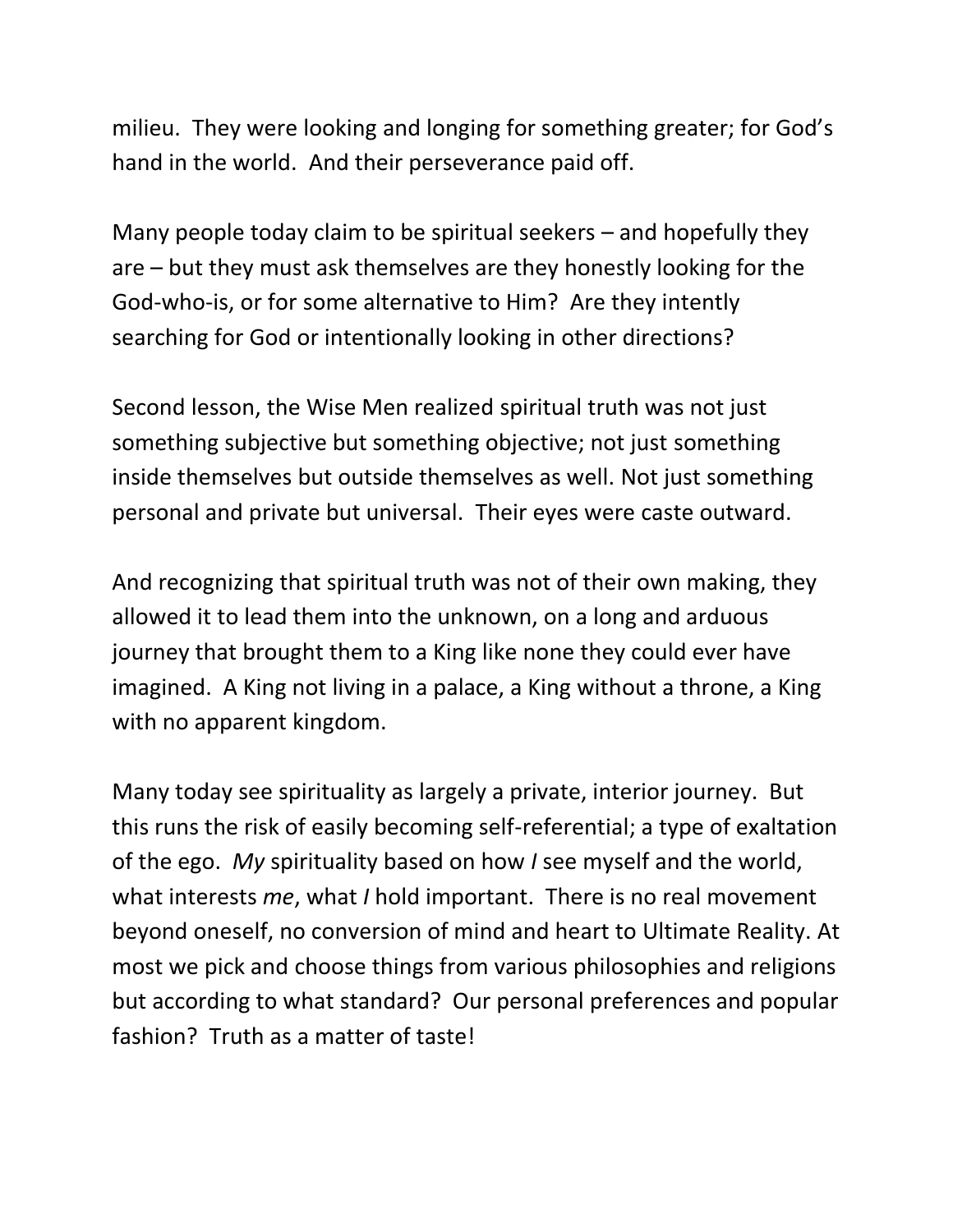milieu. They were looking and longing for something greater; for God's hand in the world. And their perseverance paid off.

Many people today claim to be spiritual seekers – and hopefully they are – but they must ask themselves are they honestly looking for the God-who-is, or for some alternative to Him? Are they intently searching for God or intentionally looking in other directions?

Second lesson, the Wise Men realized spiritual truth was not just something subjective but something objective; not just something inside themselves but outside themselves as well. Not just something personal and private but universal. Their eyes were caste outward.

And recognizing that spiritual truth was not of their own making, they allowed it to lead them into the unknown, on a long and arduous journey that brought them to a King like none they could ever have imagined. A King not living in a palace, a King without a throne, a King with no apparent kingdom.

Many today see spirituality as largely a private, interior journey. But this runs the risk of easily becoming self-referential; a type of exaltation of the ego. *My* spirituality based on how *I* see myself and the world, what interests *me*, what *I* hold important. There is no real movement beyond oneself, no conversion of mind and heart to Ultimate Reality. At most we pick and choose things from various philosophies and religions but according to what standard? Our personal preferences and popular fashion? Truth as a matter of taste!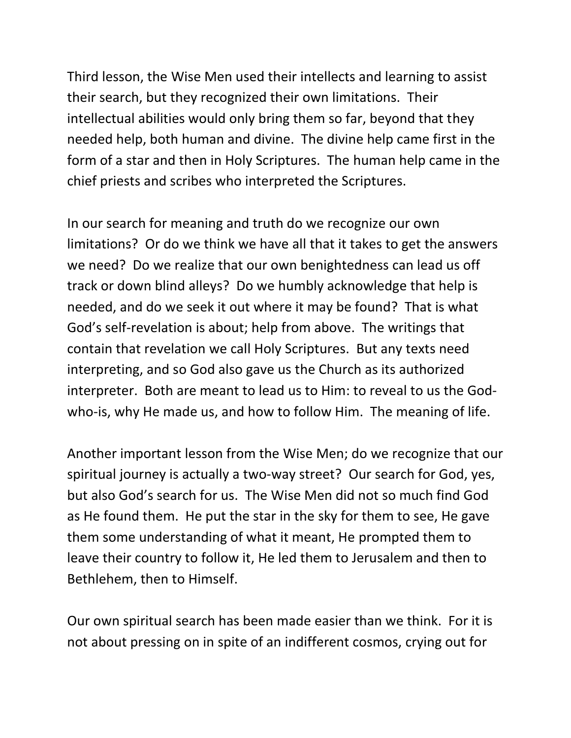Third lesson, the Wise Men used their intellects and learning to assist their search, but they recognized their own limitations. Their intellectual abilities would only bring them so far, beyond that they needed help, both human and divine. The divine help came first in the form of a star and then in Holy Scriptures. The human help came in the chief priests and scribes who interpreted the Scriptures.

In our search for meaning and truth do we recognize our own limitations? Or do we think we have all that it takes to get the answers we need? Do we realize that our own benightedness can lead us off track or down blind alleys? Do we humbly acknowledge that help is needed, and do we seek it out where it may be found? That is what God's self-revelation is about; help from above. The writings that contain that revelation we call Holy Scriptures. But any texts need interpreting, and so God also gave us the Church as its authorized interpreter. Both are meant to lead us to Him: to reveal to us the God-who-is, why He made us, and how to follow Him. The meaning of life.

Another important lesson from the Wise Men; do we recognize that our spiritual journey is actually a two-way street? Our search for God, yes, but also God's search for us. The Wise Men did not so much find God as He found them. He put the star in the sky for them to see, He gave them some understanding of what it meant, He prompted them to leave their country to follow it, He led them to Jerusalem and then to Bethlehem, then to Himself.

Our own spiritual search has been made easier than we think. For it is not about pressing on in spite of an indifferent cosmos, crying out for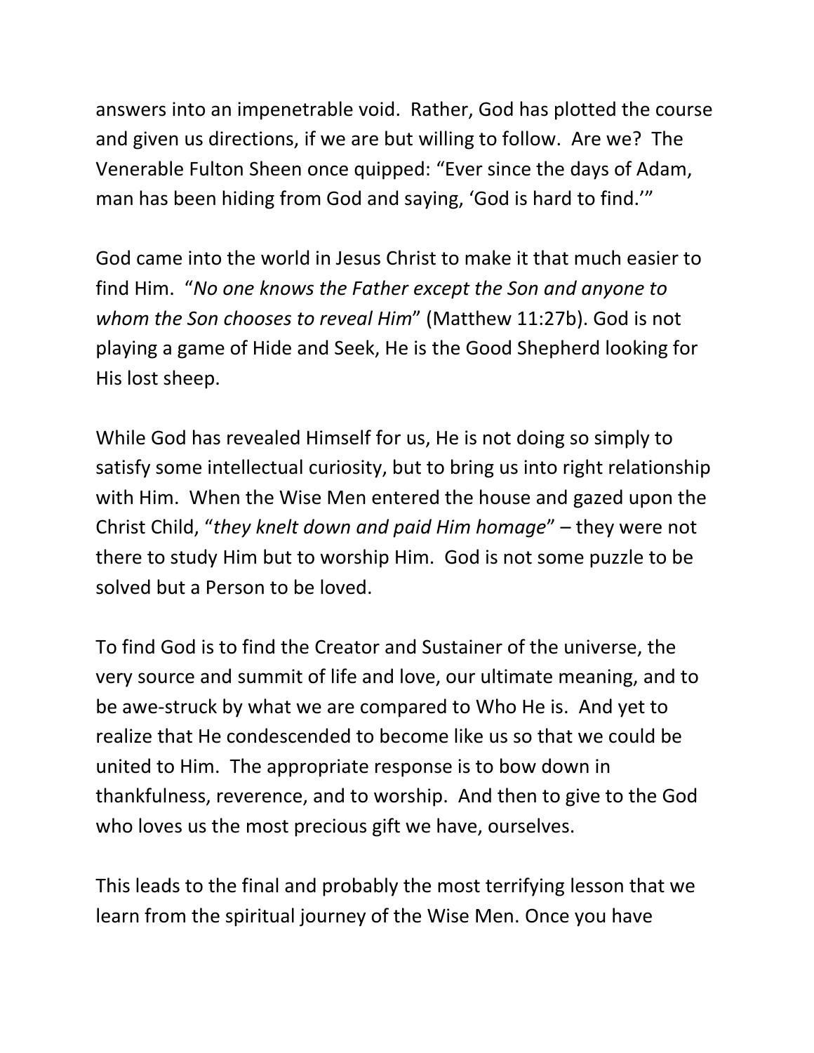answers into an impenetrable void. Rather, God has plotted the course and given us directions, if we are but willing to follow. Are we? The Venerable Fulton Sheen once quipped: "Ever since the days of Adam, man has been hiding from God and saying, 'God is hard to find.'"

God came into the world in Jesus Christ to make it that much easier to find Him. "*No one knows the Father except the Son and anyone to whom the Son chooses to reveal Him*" (Matthew 11:27b). God is not playing a game of Hide and Seek, He is the Good Shepherd looking for His lost sheep.

While God has revealed Himself for us, He is not doing so simply to satisfy some intellectual curiosity, but to bring us into right relationship with Him. When the Wise Men entered the house and gazed upon the Christ Child, "*they knelt down and paid Him homage*" – they were not there to study Him but to worship Him. God is not some puzzle to be solved but a Person to be loved.

To find God is to find the Creator and Sustainer of the universe, the very source and summit of life and love, our ultimate meaning, and to be awe-struck by what we are compared to Who He is. And yet to realize that He condescended to become like us so that we could be united to Him. The appropriate response is to bow down in thankfulness, reverence, and to worship. And then to give to the God who loves us the most precious gift we have, ourselves.

This leads to the final and probably the most terrifying lesson that we learn from the spiritual journey of the Wise Men. Once you have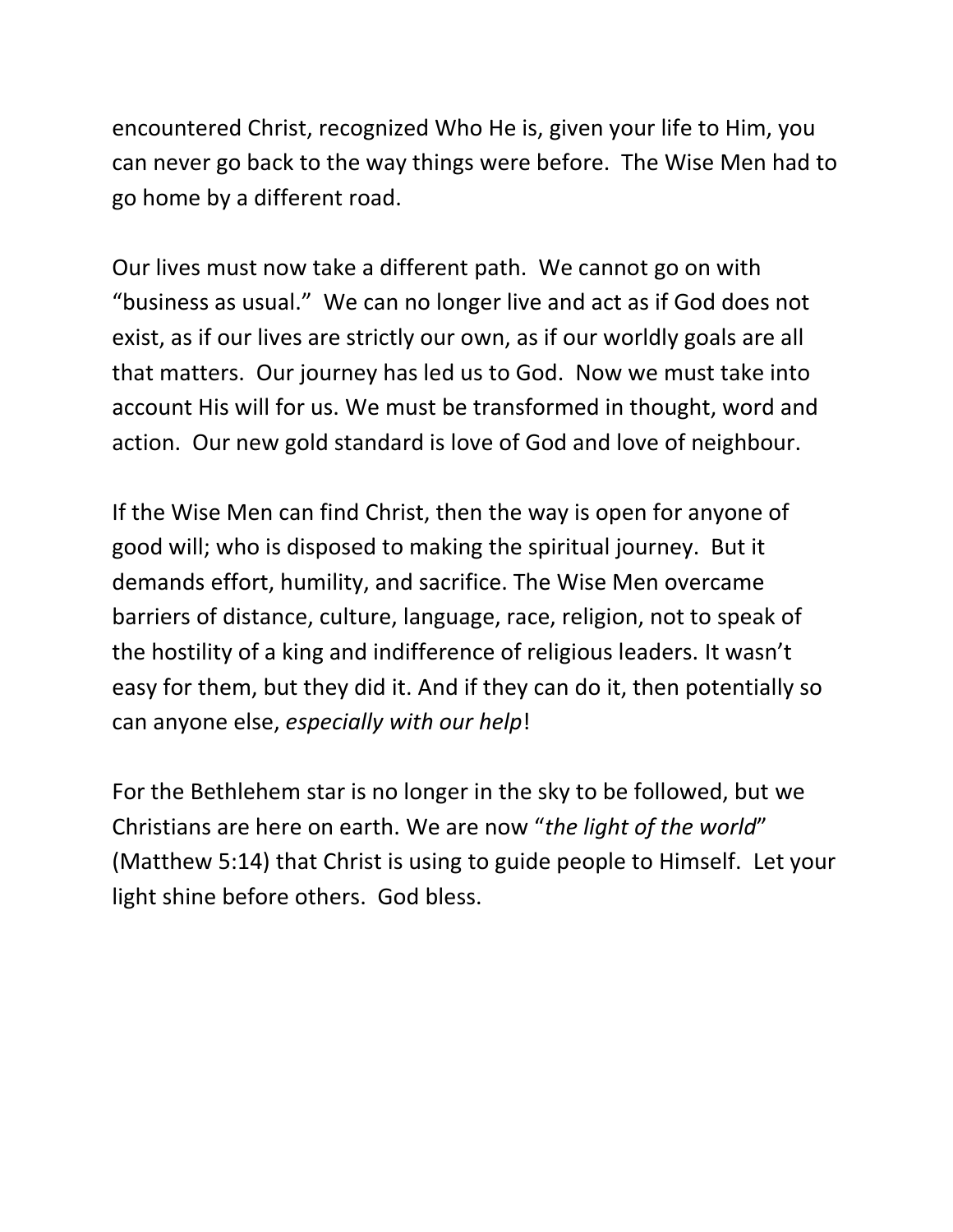encountered Christ, recognized Who He is, given your life to Him, you can never go back to the way things were before. The Wise Men had to go home by a different road.

Our lives must now take a different path. We cannot go on with "business as usual." We can no longer live and act as if God does not exist, as if our lives are strictly our own, as if our worldly goals are all that matters. Our journey has led us to God. Now we must take into account His will for us. We must be transformed in thought, word and action. Our new gold standard is love of God and love of neighbour.

If the Wise Men can find Christ, then the way is open for anyone of good will; who is disposed to making the spiritual journey. But it demands effort, humility, and sacrifice. The Wise Men overcame barriers of distance, culture, language, race, religion, not to speak of the hostility of a king and indifference of religious leaders. It wasn't easy for them, but they did it. And if they can do it, then potentially so can anyone else, *especially with our help*!

For the Bethlehem star is no longer in the sky to be followed, but we Christians are here on earth. We are now "*the light of the world*" (Matthew 5:14) that Christ is using to guide people to Himself. Let your light shine before others. God bless.